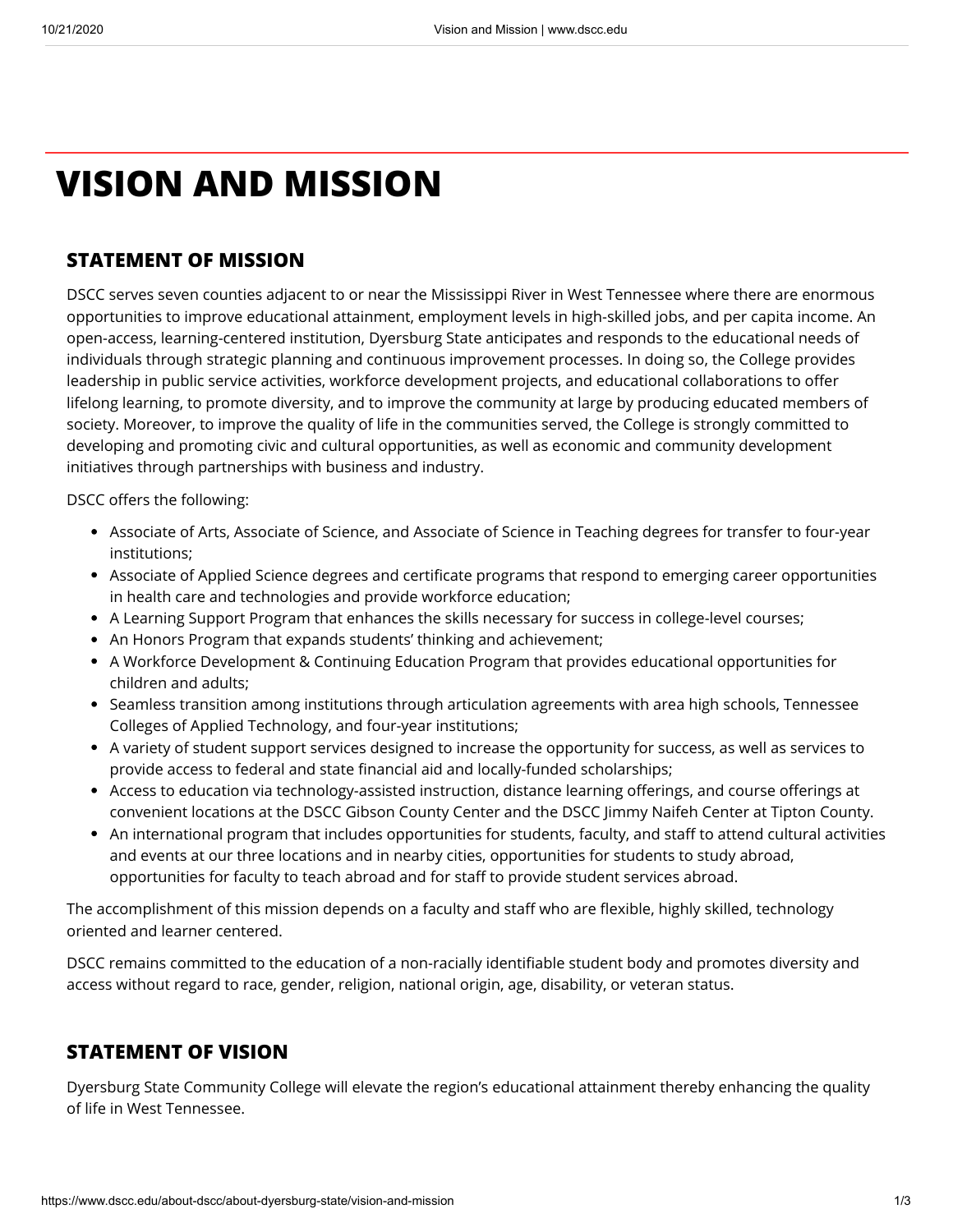# VISION AND MISSION

## STATEMENT OF MISSION

DSCC serves seven counties adjacent to or near the Mississippi River in West Tennessee where there are enormous opportunities to improve educational attainment, employment levels in high-skilled jobs, and per capita income. An open-access, learning-centered institution, Dyersburg State anticipates and responds to the educational needs of individuals through strategic planning and continuous improvement processes. In doing so, the College provides leadership in public service activities, workforce development projects, and educational collaborations to offer lifelong learning, to promote diversity, and to improve the community at large by producing educated members of society. Moreover, to improve the quality of life in the communities served, the College is strongly committed to developing and promoting civic and cultural opportunities, as well as economic and community development initiatives through partnerships with business and industry.

DSCC offers the following:

- Associate of Arts, Associate of Science, and Associate of Science in Teaching degrees for transfer to four-year institutions;
- Associate of Applied Science degrees and certificate programs that respond to emerging career opportunities in health care and technologies and provide workforce education;
- A Learning Support Program that enhances the skills necessary for success in college-level courses;
- An Honors Program that expands students' thinking and achievement;
- A Workforce Development & Continuing Education Program that provides educational opportunities for children and adults;
- Seamless transition among institutions through articulation agreements with area high schools, Tennessee Colleges of Applied Technology, and four-year institutions;
- A variety of student support services designed to increase the opportunity for success, as well as services to provide access to federal and state financial aid and locally-funded scholarships;
- Access to education via technology-assisted instruction, distance learning offerings, and course offerings at convenient locations at the DSCC Gibson County Center and the DSCC Jimmy Naifeh Center at Tipton County.
- An international program that includes opportunities for students, faculty, and staff to attend cultural activities and events at our three locations and in nearby cities, opportunities for students to study abroad, opportunities for faculty to teach abroad and for staff to provide student services abroad.

The accomplishment of this mission depends on a faculty and staff who are flexible, highly skilled, technology oriented and learner centered.

DSCC remains committed to the education of a non-racially identifiable student body and promotes diversity and access without regard to race, gender, religion, national origin, age, disability, or veteran status.

## STATEMENT OF VISION

Dyersburg State Community College will elevate the region's educational attainment thereby enhancing the quality of life in West Tennessee.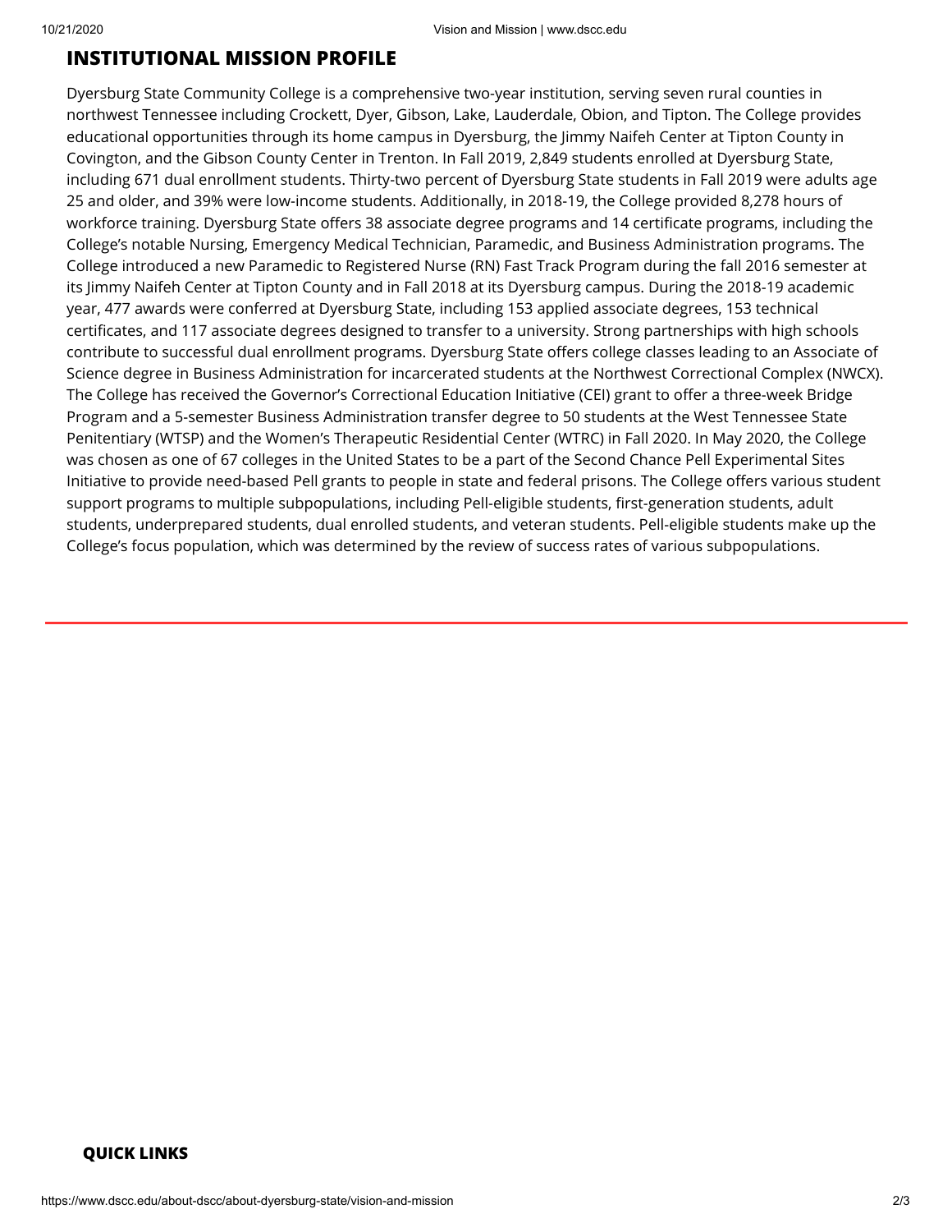## INSTITUTIONAL MISSION PROFILE

Dyersburg State Community College is a comprehensive two-year institution, serving seven rural counties in northwest Tennessee including Crockett, Dyer, Gibson, Lake, Lauderdale, Obion, and Tipton. The College provides educational opportunities through its home campus in Dyersburg, the Jimmy Naifeh Center at Tipton County in Covington, and the Gibson County Center in Trenton. In Fall 2019, 2,849 students enrolled at Dyersburg State, including 671 dual enrollment students. Thirty-two percent of Dyersburg State students in Fall 2019 were adults age 25 and older, and 39% were low-income students. Additionally, in 2018-19, the College provided 8,278 hours of workforce training. Dyersburg State offers 38 associate degree programs and 14 certificate programs, including the College's notable Nursing, Emergency Medical Technician, Paramedic, and Business Administration programs. The College introduced a new Paramedic to Registered Nurse (RN) Fast Track Program during the fall 2016 semester at its Jimmy Naifeh Center at Tipton County and in Fall 2018 at its Dyersburg campus. During the 2018-19 academic year, 477 awards were conferred at Dyersburg State, including 153 applied associate degrees, 153 technical certificates, and 117 associate degrees designed to transfer to a university. Strong partnerships with high schools contribute to successful dual enrollment programs. Dyersburg State offers college classes leading to an Associate of Science degree in Business Administration for incarcerated students at the Northwest Correctional Complex (NWCX). The College has received the Governor's Correctional Education Initiative (CEI) grant to offer a three-week Bridge Program and a 5-semester Business Administration transfer degree to 50 students at the West Tennessee State Penitentiary (WTSP) and the Women's Therapeutic Residential Center (WTRC) in Fall 2020. In May 2020, the College was chosen as one of 67 colleges in the United States to be a part of the Second Chance Pell Experimental Sites Initiative to provide need-based Pell grants to people in state and federal prisons. The College offers various student support programs to multiple subpopulations, including Pell-eligible students, first-generation students, adult students, underprepared students, dual enrolled students, and veteran students. Pell-eligible students make up the College's focus population, which was determined by the review of success rates of various subpopulations.

**QUICK LINKS**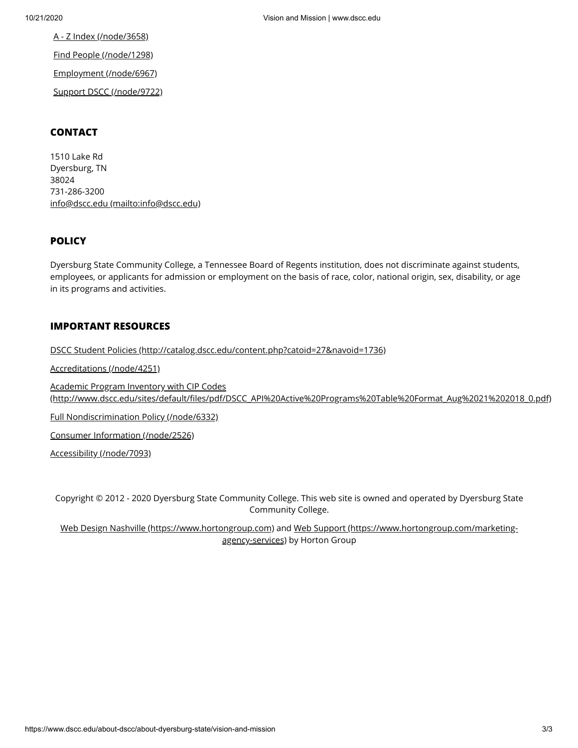[A - Z Index (/node/3658)](/node/3658)

[Find People (/node/1298)](/node/1298)

[Employment (/node/6967)](/node/6967)

[Support DSCC (/node/9722)](/node/9722)

## CONTACT

1510 Lake Rd
Dyersburg, TN
38024
731-286-3200
[info@dscc.edu (mailto:info@dscc.edu)](mailto:info@dscc.edu)

## POLICY

Dyersburg State Community College, a Tennessee Board of Regents institution, does not discriminate against students, employees, or applicants for admission or employment on the basis of race, color, national origin, sex, disability, or age in its programs and activities.

## IMPORTANT RESOURCES

[DSCC Student Policies (http://catalog.dscc.edu/content.php?catoid=27&navoid=1736)](http://catalog.dscc.edu/content.php?catoid=27&navoid=1736)

[Accreditations (/node/4251)](/node/4251)

[Academic Program Inventory with CIP Codes (http://www.dscc.edu/sites/default/files/pdf/DSCC_API%20Active%20Programs%20Table%20Format_Aug%2021%202018_0.pdf)](http://www.dscc.edu/sites/default/files/pdf/DSCC_API%20Active%20Programs%20Table%20Format_Aug%2021%202018_0.pdf)

[Full Nondiscrimination Policy (/node/6332)](/node/6332)

[Consumer Information (/node/2526)](/node/2526)

[Accessibility (/node/7093)](/node/7093)

Copyright © 2012 - 2020 Dyersburg State Community College. This web site is owned and operated by Dyersburg State Community College.

[Web Design Nashville (https://www.hortongroup.com)](https://www.hortongroup.com) and [Web Support (https://www.hortongroup.com/marketing-agency-services)](https://www.hortongroup.com/marketing-agency-services) by Horton Group